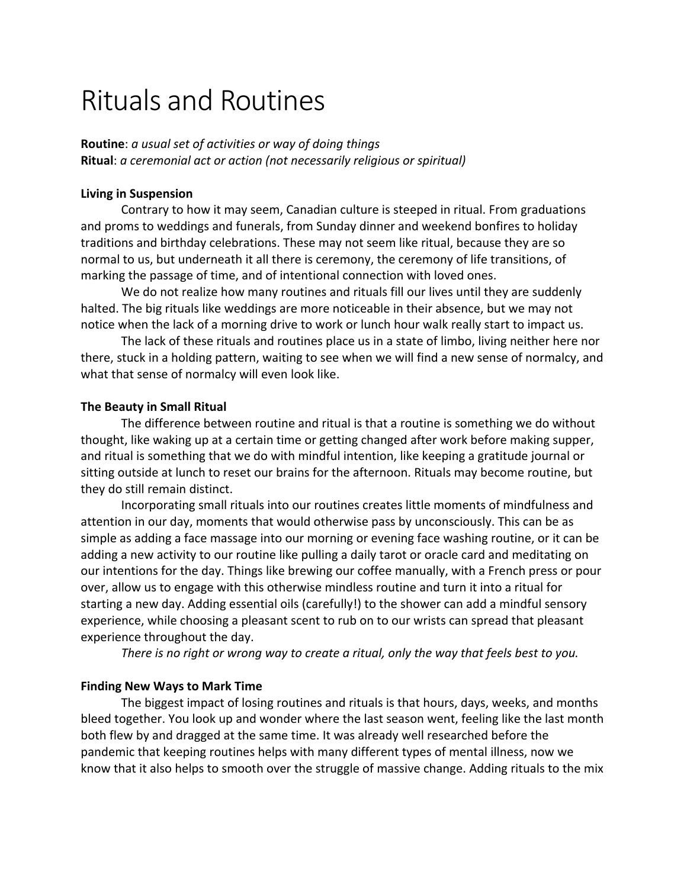# Rituals and Routines

**Routine**: *a usual set of activities or way of doing things*
**Ritual**: *a ceremonial act or action (not necessarily religious or spiritual)*

**Living in Suspension**

Contrary to how it may seem, Canadian culture is steeped in ritual. From graduations and proms to weddings and funerals, from Sunday dinner and weekend bonfires to holiday traditions and birthday celebrations. These may not seem like ritual, because they are so normal to us, but underneath it all there is ceremony, the ceremony of life transitions, of marking the passage of time, and of intentional connection with loved ones.

We do not realize how many routines and rituals fill our lives until they are suddenly halted. The big rituals like weddings are more noticeable in their absence, but we may not notice when the lack of a morning drive to work or lunch hour walk really start to impact us.

The lack of these rituals and routines place us in a state of limbo, living neither here nor there, stuck in a holding pattern, waiting to see when we will find a new sense of normalcy, and what that sense of normalcy will even look like.

**The Beauty in Small Ritual**

The difference between routine and ritual is that a routine is something we do without thought, like waking up at a certain time or getting changed after work before making supper, and ritual is something that we do with mindful intention, like keeping a gratitude journal or sitting outside at lunch to reset our brains for the afternoon. Rituals may become routine, but they do still remain distinct.

Incorporating small rituals into our routines creates little moments of mindfulness and attention in our day, moments that would otherwise pass by unconsciously. This can be as simple as adding a face massage into our morning or evening face washing routine, or it can be adding a new activity to our routine like pulling a daily tarot or oracle card and meditating on our intentions for the day. Things like brewing our coffee manually, with a French press or pour over, allow us to engage with this otherwise mindless routine and turn it into a ritual for starting a new day. Adding essential oils (carefully!) to the shower can add a mindful sensory experience, while choosing a pleasant scent to rub on to our wrists can spread that pleasant experience throughout the day.

*There is no right or wrong way to create a ritual, only the way that feels best to you.*

**Finding New Ways to Mark Time**

The biggest impact of losing routines and rituals is that hours, days, weeks, and months bleed together. You look up and wonder where the last season went, feeling like the last month both flew by and dragged at the same time. It was already well researched before the pandemic that keeping routines helps with many different types of mental illness, now we know that it also helps to smooth over the struggle of massive change. Adding rituals to the mix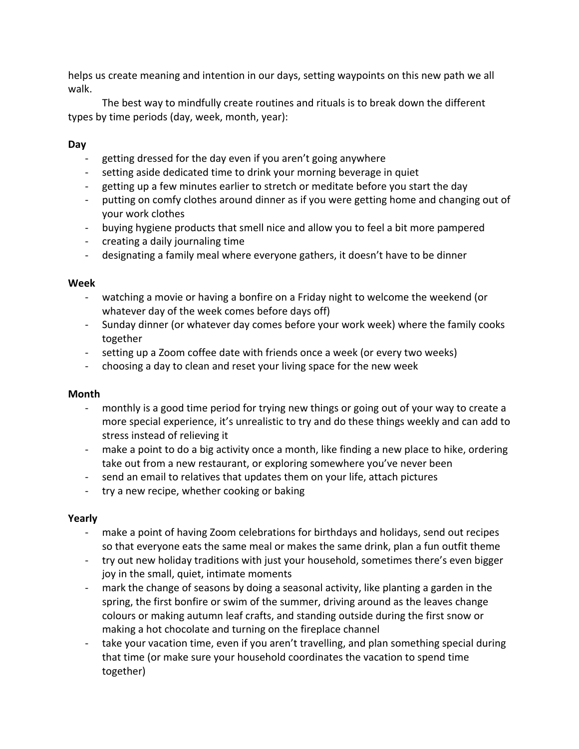helps us create meaning and intention in our days, setting waypoints on this new path we all walk.

The best way to mindfully create routines and rituals is to break down the different types by time periods (day, week, month, year):

**Day**

- getting dressed for the day even if you aren't going anywhere
- setting aside dedicated time to drink your morning beverage in quiet
- getting up a few minutes earlier to stretch or meditate before you start the day
- putting on comfy clothes around dinner as if you were getting home and changing out of your work clothes
- buying hygiene products that smell nice and allow you to feel a bit more pampered
- creating a daily journaling time
- designating a family meal where everyone gathers, it doesn't have to be dinner

**Week**

- watching a movie or having a bonfire on a Friday night to welcome the weekend (or whatever day of the week comes before days off)
- Sunday dinner (or whatever day comes before your work week) where the family cooks together
- setting up a Zoom coffee date with friends once a week (or every two weeks)
- choosing a day to clean and reset your living space for the new week

**Month**

- monthly is a good time period for trying new things or going out of your way to create a more special experience, it's unrealistic to try and do these things weekly and can add to stress instead of relieving it
- make a point to do a big activity once a month, like finding a new place to hike, ordering take out from a new restaurant, or exploring somewhere you've never been
- send an email to relatives that updates them on your life, attach pictures
- try a new recipe, whether cooking or baking

**Yearly**

- make a point of having Zoom celebrations for birthdays and holidays, send out recipes so that everyone eats the same meal or makes the same drink, plan a fun outfit theme
- try out new holiday traditions with just your household, sometimes there's even bigger joy in the small, quiet, intimate moments
- mark the change of seasons by doing a seasonal activity, like planting a garden in the spring, the first bonfire or swim of the summer, driving around as the leaves change colours or making autumn leaf crafts, and standing outside during the first snow or making a hot chocolate and turning on the fireplace channel
- take your vacation time, even if you aren't travelling, and plan something special during that time (or make sure your household coordinates the vacation to spend time together)